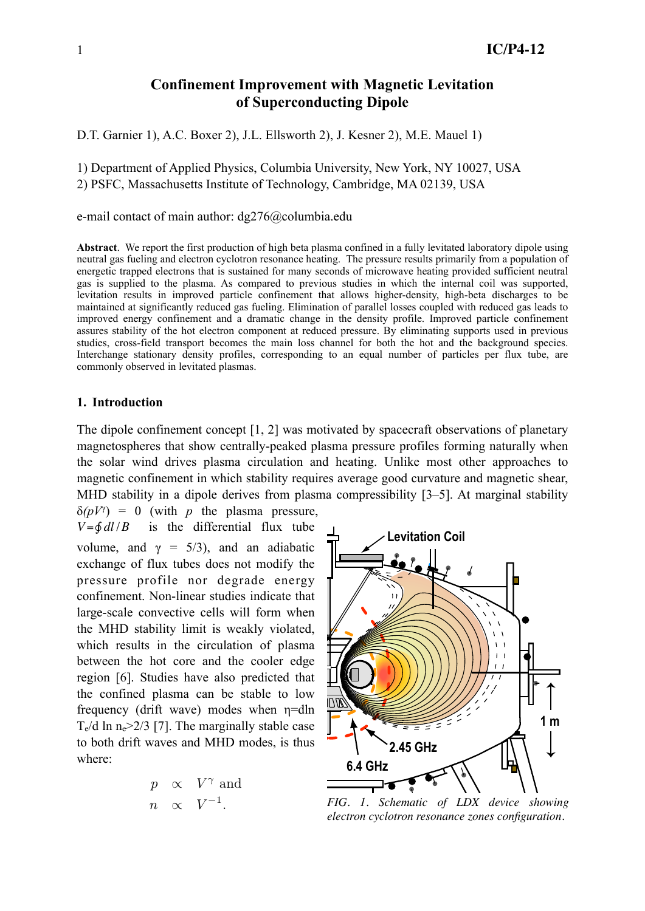# Confinement Improvement with Magnetic Levitation of Superconducting Dipole

D.T. Garnier 1), A.C. Boxer 2), J.L. Ellsworth 2), J. Kesner 2), M.E. Mauel 1)

1) Department of Applied Physics, Columbia University, New York, NY 10027, USA
2) PSFC, Massachusetts Institute of Technology, Cambridge, MA 02139, USA

e-mail contact of main author: dg276@columbia.edu

**Abstract**. We report the first production of high beta plasma confined in a fully levitated laboratory dipole using neutral gas fueling and electron cyclotron resonance heating. The pressure results primarily from a population of energetic trapped electrons that is sustained for many seconds of microwave heating provided sufficient neutral gas is supplied to the plasma. As compared to previous studies in which the internal coil was supported, levitation results in improved particle confinement that allows higher-density, high-beta discharges to be maintained at significantly reduced gas fueling. Elimination of parallel losses coupled with reduced gas leads to improved energy confinement and a dramatic change in the density profile. Improved particle confinement assures stability of the hot electron component at reduced pressure. By eliminating supports used in previous studies, cross-field transport becomes the main loss channel for both the hot and the background species. Interchange stationary density profiles, corresponding to an equal number of particles per flux tube, are commonly observed in levitated plasmas.

## 1. Introduction

The dipole confinement concept [1, 2] was motivated by spacecraft observations of planetary magnetospheres that show centrally-peaked plasma pressure profiles forming naturally when the solar wind drives plasma circulation and heating. Unlike most other approaches to magnetic confinement in which stability requires average good curvature and magnetic shear, MHD stability in a dipole derives from plasma compressibility [3–5]. At marginal stability $\delta(pV^{\gamma}) = 0$ (with $p$ the plasma pressure, $V = \oint dl/B$ is the differential flux tube volume, and $\gamma = 5/3$), and an adiabatic exchange of flux tubes does not modify the pressure profile nor degrade energy confinement. Non-linear studies indicate that large-scale convective cells will form when the MHD stability limit is weakly violated, which results in the circulation of plasma between the hot core and the cooler edge region [6]. Studies have also predicted that the confined plasma can be stable to low frequency (drift wave) modes when $\eta = d\ln T_e/d\ln n_e > 2/3$ [7]. The marginally stable case to both drift waves and MHD modes, is thus where:

$$
\begin{aligned}
p &\propto V^{\gamma} \text{ and} \\
n &\propto V^{-1}.
\end{aligned}
$$

*FIG. 1. Schematic of LDX device showing electron cyclotron resonance zones configuration.*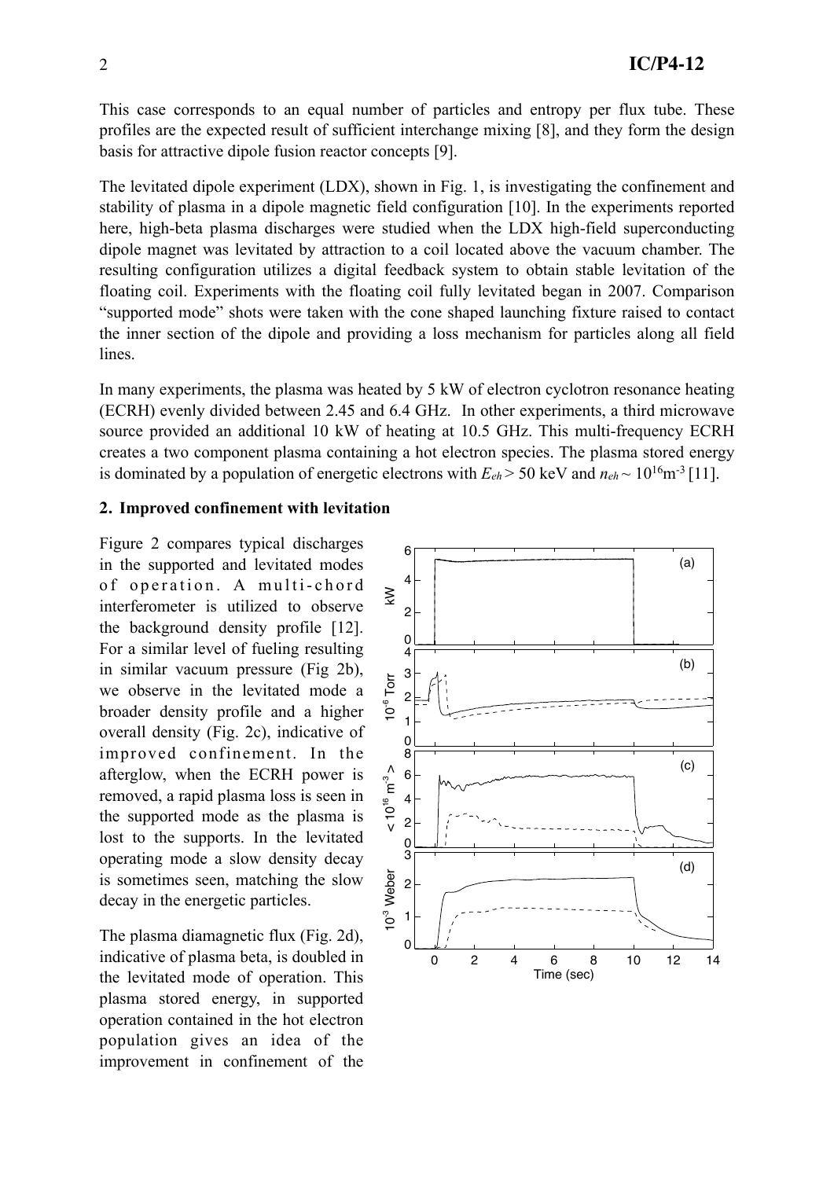This case corresponds to an equal number of particles and entropy per flux tube. These profiles are the expected result of sufficient interchange mixing [8], and they form the design basis for attractive dipole fusion reactor concepts [9].

The levitated dipole experiment (LDX), shown in Fig. 1, is investigating the confinement and stability of plasma in a dipole magnetic field configuration [10]. In the experiments reported here, high-beta plasma discharges were studied when the LDX high-field superconducting dipole magnet was levitated by attraction to a coil located above the vacuum chamber. The resulting configuration utilizes a digital feedback system to obtain stable levitation of the floating coil. Experiments with the floating coil fully levitated began in 2007. Comparison "supported mode" shots were taken with the cone shaped launching fixture raised to contact the inner section of the dipole and providing a loss mechanism for particles along all field lines.

In many experiments, the plasma was heated by 5 kW of electron cyclotron resonance heating (ECRH) evenly divided between 2.45 and 6.4 GHz. In other experiments, a third microwave source provided an additional 10 kW of heating at 10.5 GHz. This multi-frequency ECRH creates a two component plasma containing a hot electron species. The plasma stored energy is dominated by a population of energetic electrons with $E_{eh} > 50$ keV and $n_{eh} \sim 10^{16}\text{m}^{-3}$ [11].

## 2. Improved confinement with levitation

Figure 2 compares typical discharges in the supported and levitated modes of operation. A multi-chord interferometer is utilized to observe the background density profile [12]. For a similar level of fueling resulting in similar vacuum pressure (Fig 2b), we observe in the levitated mode a broader density profile and a higher overall density (Fig. 2c), indicative of improved confinement. In the afterglow, when the ECRH power is removed, a rapid plasma loss is seen in the supported mode as the plasma is lost to the supports. In the levitated operating mode a slow density decay is sometimes seen, matching the slow decay in the energetic particles.

(a)
kW
0
2
4
6

(b)
$10^{-6}$ Torr
0
1
2
3
4

(c)
$< 10^{16}\ \text{m}^{-3} >$
0
2
4
6
8

(d)
$10^{-3}$ Weber
0
1
2
3

0 2 4 6 8 10 12 14
Time (sec)

The plasma diamagnetic flux (Fig. 2d), indicative of plasma beta, is doubled in the levitated mode of operation. This plasma stored energy, in supported operation contained in the hot electron population gives an idea of the improvement in confinement of the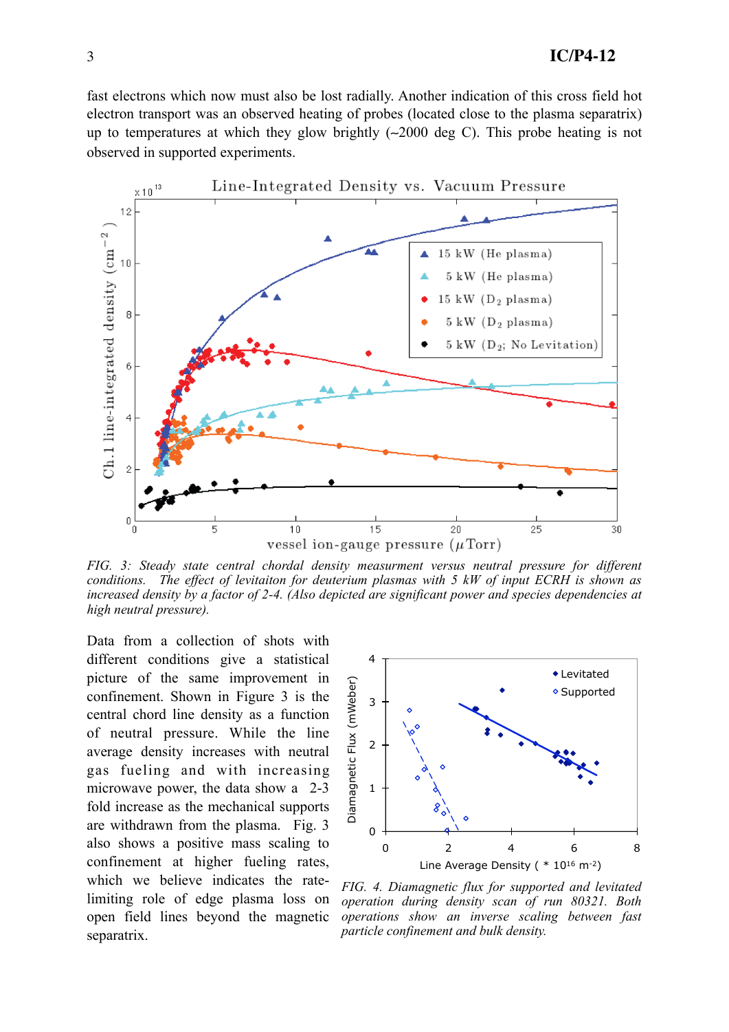fast electrons which now must also be lost radially. Another indication of this cross field hot electron transport was an observed heating of probes (located close to the plasma separatrix) up to temperatures at which they glow brightly (~2000 deg C). This probe heating is not observed in supported experiments.

*FIG. 3: Steady state central chordal density measurment versus neutral pressure for different conditions. The effect of levitaiton for deuterium plasmas with 5 kW of input ECRH is shown as increased density by a factor of 2-4. (Also depicted are significant power and species dependencies at high neutral pressure).*

Data from a collection of shots with different conditions give a statistical picture of the same improvement in confinement. Shown in Figure 3 is the central chord line density as a function of neutral pressure. While the line average density increases with neutral gas fueling and with increasing microwave power, the data show a 2-3 fold increase as the mechanical supports are withdrawn from the plasma. Fig. 3 also shows a positive mass scaling to confinement at higher fueling rates, which we believe indicates the rate-limiting role of edge plasma loss on open field lines beyond the magnetic separatrix.

*FIG. 4. Diamagnetic flux for supported and levitated operation during density scan of run 80321. Both operations show an inverse scaling between fast particle confinement and bulk density.*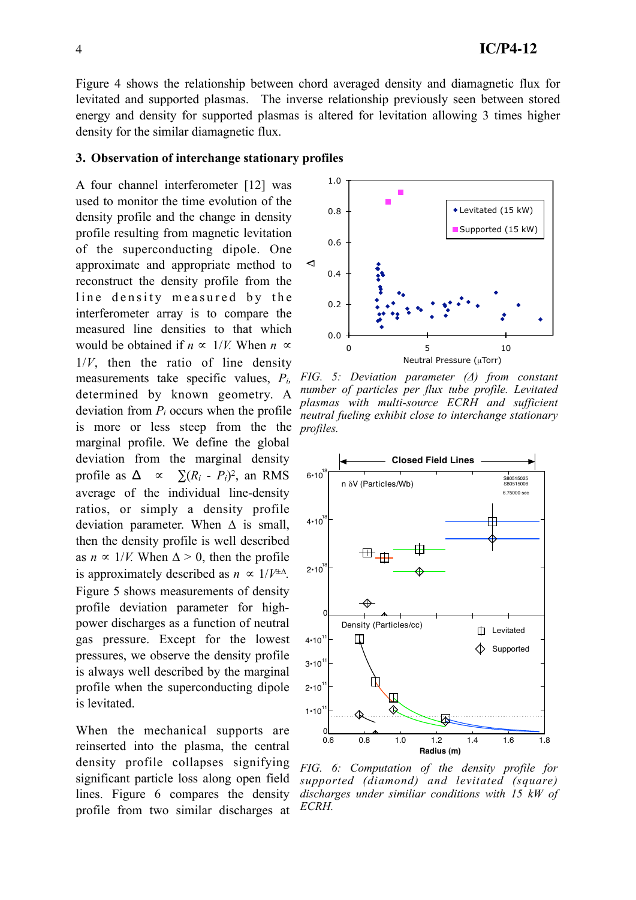Figure 4 shows the relationship between chord averaged density and diamagnetic flux for levitated and supported plasmas. The inverse relationship previously seen between stored energy and density for supported plasmas is altered for levitation allowing 3 times higher density for the similar diamagnetic flux.

## 3. Observation of interchange stationary profiles

A four channel interferometer [12] was used to monitor the time evolution of the density profile and the change in density profile resulting from magnetic levitation of the superconducting dipole. One approximate and appropriate method to reconstruct the density profile from the line density measured by the interferometer array is to compare the measured line densities to that which would be obtained if $n \propto 1/V$. When $n \propto 1/V$, then the ratio of line density measurements take specific values, $P_i$, determined by known geometry. A deviation from $P_i$ occurs when the profile is more or less steep from the the marginal profile. We define the global deviation from the marginal density profile as $\Delta \propto \sum(R_i - P_i)^2$, an RMS average of the individual line-density ratios, or simply a density profile deviation parameter. When $\Delta$ is small, then the density profile is well described as $n \propto 1/V$. When $\Delta > 0$, then the profile is approximately described as $n \propto 1/V^{\pm\Delta}$. Figure 5 shows measurements of density profile deviation parameter for high-power discharges as a function of neutral gas pressure. Except for the lowest pressures, we observe the density profile is always well described by the marginal profile when the superconducting dipole is levitated.

*FIG. 5: Deviation parameter ($\Delta$) from constant number of particles per flux tube profile. Levitated plasmas with multi-source ECRH and sufficient neutral fueling exhibit close to interchange stationary profiles.*

When the mechanical supports are reinserted into the plasma, the central density profile collapses signifying significant particle loss along open field lines. Figure 6 compares the density profile from two similar discharges at

*FIG. 6: Computation of the density profile for supported (diamond) and levitated (square) discharges under similiar conditions with 15 kW of ECRH.*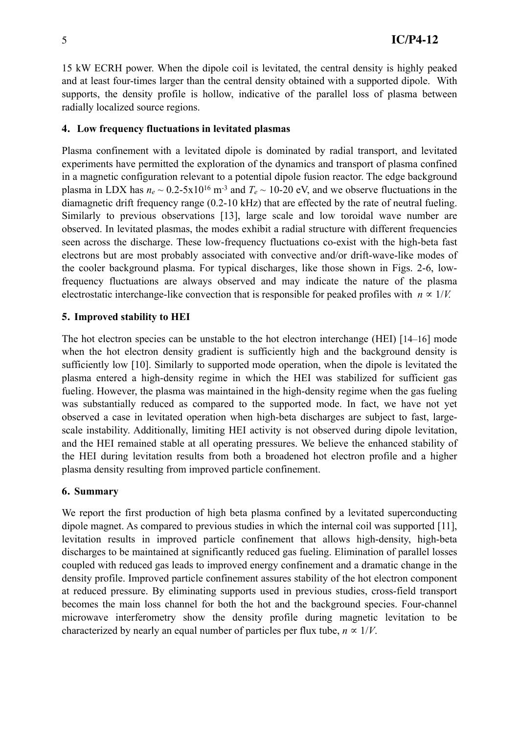15 kW ECRH power. When the dipole coil is levitated, the central density is highly peaked and at least four-times larger than the central density obtained with a supported dipole. With supports, the density profile is hollow, indicative of the parallel loss of plasma between radially localized source regions.

## 4. Low frequency fluctuations in levitated plasmas

Plasma confinement with a levitated dipole is dominated by radial transport, and levitated experiments have permitted the exploration of the dynamics and transport of plasma confined in a magnetic configuration relevant to a potential dipole fusion reactor. The edge background plasma in LDX has $n_e \sim 0.2\text{-}5\text{x}10^{16}$ m$^{-3}$ and $T_e \sim 10\text{-}20$ eV, and we observe fluctuations in the diamagnetic drift frequency range (0.2-10 kHz) that are effected by the rate of neutral fueling. Similarly to previous observations [13], large scale and low toroidal wave number are observed. In levitated plasmas, the modes exhibit a radial structure with different frequencies seen across the discharge. These low-frequency fluctuations co-exist with the high-beta fast electrons but are most probably associated with convective and/or drift-wave-like modes of the cooler background plasma. For typical discharges, like those shown in Figs. 2-6, low-frequency fluctuations are always observed and may indicate the nature of the plasma electrostatic interchange-like convection that is responsible for peaked profiles with $n \propto 1/V$.

## 5. Improved stability to HEI

The hot electron species can be unstable to the hot electron interchange (HEI) [14–16] mode when the hot electron density gradient is sufficiently high and the background density is sufficiently low [10]. Similarly to supported mode operation, when the dipole is levitated the plasma entered a high-density regime in which the HEI was stabilized for sufficient gas fueling. However, the plasma was maintained in the high-density regime when the gas fueling was substantially reduced as compared to the supported mode. In fact, we have not yet observed a case in levitated operation when high-beta discharges are subject to fast, large-scale instability. Additionally, limiting HEI activity is not observed during dipole levitation, and the HEI remained stable at all operating pressures. We believe the enhanced stability of the HEI during levitation results from both a broadened hot electron profile and a higher plasma density resulting from improved particle confinement.

## 6. Summary

We report the first production of high beta plasma confined by a levitated superconducting dipole magnet. As compared to previous studies in which the internal coil was supported [11], levitation results in improved particle confinement that allows high-density, high-beta discharges to be maintained at significantly reduced gas fueling. Elimination of parallel losses coupled with reduced gas leads to improved energy confinement and a dramatic change in the density profile. Improved particle confinement assures stability of the hot electron component at reduced pressure. By eliminating supports used in previous studies, cross-field transport becomes the main loss channel for both the hot and the background species. Four-channel microwave interferometry show the density profile during magnetic levitation to be characterized by nearly an equal number of particles per flux tube, $n \propto 1/V$.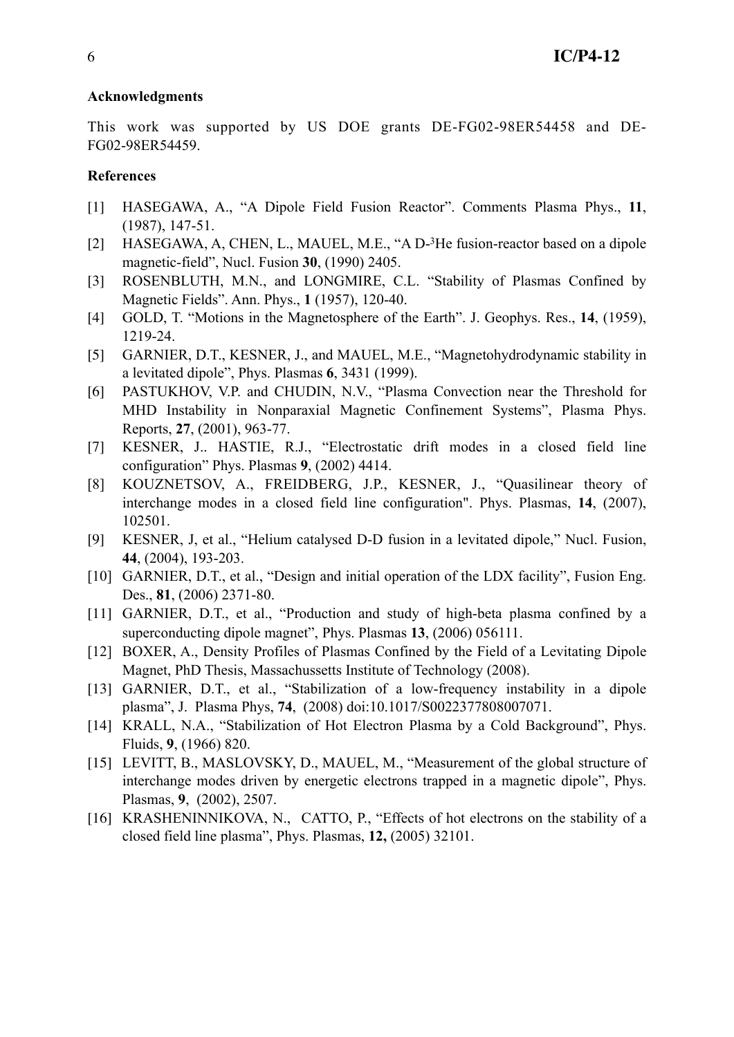## Acknowledgments

This work was supported by US DOE grants DE-FG02-98ER54458 and DE-FG02-98ER54459.

## References

[1] HASEGAWA, A., "A Dipole Field Fusion Reactor". Comments Plasma Phys., **11**, (1987), 147-51.

[2] HASEGAWA, A, CHEN, L., MAUEL, M.E., "A D-$^3$He fusion-reactor based on a dipole magnetic-field", Nucl. Fusion **30**, (1990) 2405.

[3] ROSENBLUTH, M.N., and LONGMIRE, C.L. "Stability of Plasmas Confined by Magnetic Fields". Ann. Phys., **1** (1957), 120-40.

[4] GOLD, T. "Motions in the Magnetosphere of the Earth". J. Geophys. Res., **14**, (1959), 1219-24.

[5] GARNIER, D.T., KESNER, J., and MAUEL, M.E., "Magnetohydrodynamic stability in a levitated dipole", Phys. Plasmas **6**, 3431 (1999).

[6] PASTUKHOV, V.P. and CHUDIN, N.V., "Plasma Convection near the Threshold for MHD Instability in Nonparaxial Magnetic Confinement Systems", Plasma Phys. Reports, **27**, (2001), 963-77.

[7] KESNER, J.. HASTIE, R.J., "Electrostatic drift modes in a closed field line configuration" Phys. Plasmas **9**, (2002) 4414.

[8] KOUZNETSOV, A., FREIDBERG, J.P., KESNER, J., "Quasilinear theory of interchange modes in a closed field line configuration". Phys. Plasmas, **14**, (2007), 102501.

[9] KESNER, J, et al., "Helium catalysed D-D fusion in a levitated dipole," Nucl. Fusion, **44**, (2004), 193-203.

[10] GARNIER, D.T., et al., "Design and initial operation of the LDX facility", Fusion Eng. Des., **81**, (2006) 2371-80.

[11] GARNIER, D.T., et al., "Production and study of high-beta plasma confined by a superconducting dipole magnet", Phys. Plasmas **13**, (2006) 056111.

[12] BOXER, A., Density Profiles of Plasmas Confined by the Field of a Levitating Dipole Magnet, PhD Thesis, Massachussetts Institute of Technology (2008).

[13] GARNIER, D.T., et al., "Stabilization of a low-frequency instability in a dipole plasma", J. Plasma Phys, **74**, (2008) doi:10.1017/S0022377808007071.

[14] KRALL, N.A., "Stabilization of Hot Electron Plasma by a Cold Background", Phys. Fluids, **9**, (1966) 820.

[15] LEVITT, B., MASLOVSKY, D., MAUEL, M., "Measurement of the global structure of interchange modes driven by energetic electrons trapped in a magnetic dipole", Phys. Plasmas, **9**, (2002), 2507.

[16] KRASHENINNIKOVA, N., CATTO, P., "Effects of hot electrons on the stability of a closed field line plasma", Phys. Plasmas, **12,** (2005) 32101.